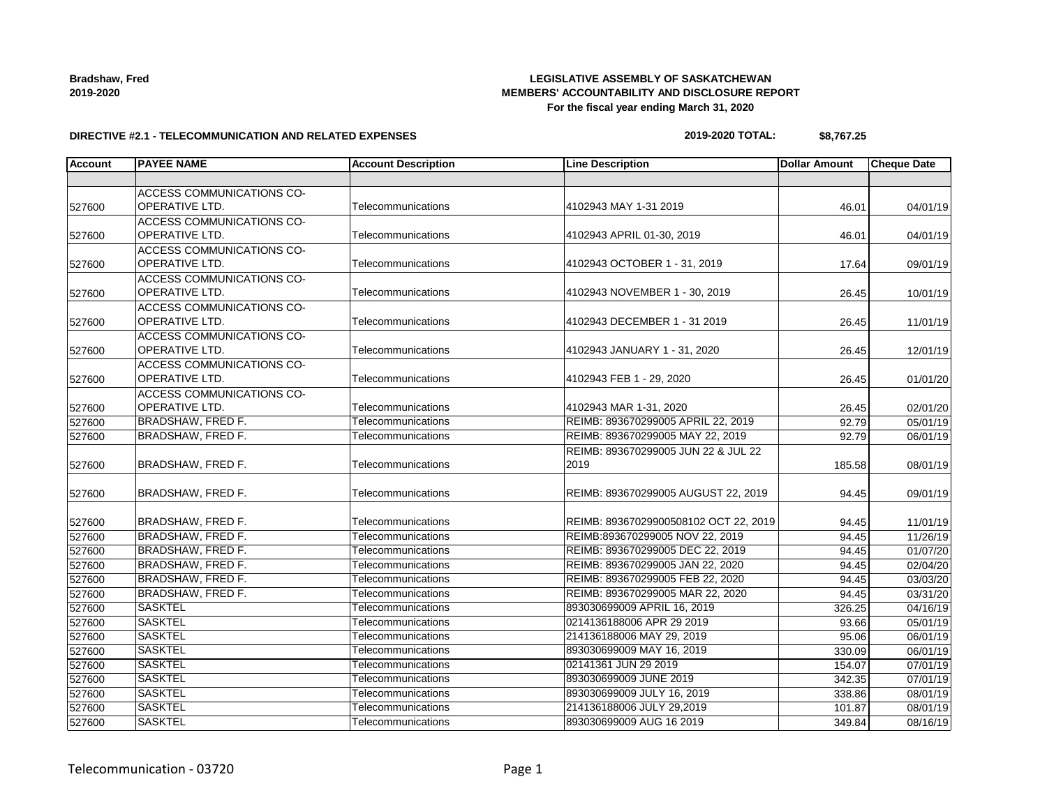**Bradshaw, Fred**
**2019-2020**

**LEGISLATIVE ASSEMBLY OF SASKATCHEWAN**
**MEMBERS' ACCOUNTABILITY AND DISCLOSURE REPORT**
**For the fiscal year ending March 31, 2020**

**DIRECTIVE #2.1 - TELECOMMUNICATION AND RELATED EXPENSES**

**2019-2020 TOTAL: $8,767.25**

| Account | PAYEE NAME | Account Description | Line Description | Dollar Amount | Cheque Date |
|---|---|---|---|---|---|
| | | | | | |
| 527600 | ACCESS COMMUNICATIONS CO-OPERATIVE LTD. | Telecommunications | 4102943 MAY 1-31 2019 | 46.01 | 04/01/19 |
| 527600 | ACCESS COMMUNICATIONS CO-OPERATIVE LTD. | Telecommunications | 4102943 APRIL 01-30, 2019 | 46.01 | 04/01/19 |
| 527600 | ACCESS COMMUNICATIONS CO-OPERATIVE LTD. | Telecommunications | 4102943 OCTOBER 1 - 31, 2019 | 17.64 | 09/01/19 |
| 527600 | ACCESS COMMUNICATIONS CO-OPERATIVE LTD. | Telecommunications | 4102943 NOVEMBER 1 - 30, 2019 | 26.45 | 10/01/19 |
| 527600 | ACCESS COMMUNICATIONS CO-OPERATIVE LTD. | Telecommunications | 4102943 DECEMBER 1 - 31 2019 | 26.45 | 11/01/19 |
| 527600 | ACCESS COMMUNICATIONS CO-OPERATIVE LTD. | Telecommunications | 4102943 JANUARY 1 - 31, 2020 | 26.45 | 12/01/19 |
| 527600 | ACCESS COMMUNICATIONS CO-OPERATIVE LTD. | Telecommunications | 4102943 FEB 1 - 29, 2020 | 26.45 | 01/01/20 |
| 527600 | ACCESS COMMUNICATIONS CO-OPERATIVE LTD. | Telecommunications | 4102943 MAR 1-31, 2020 | 26.45 | 02/01/20 |
| 527600 | BRADSHAW, FRED F. | Telecommunications | REIMB: 893670299005 APRIL 22, 2019 | 92.79 | 05/01/19 |
| 527600 | BRADSHAW, FRED F. | Telecommunications | REIMB: 893670299005 MAY 22, 2019 | 92.79 | 06/01/19 |
| 527600 | BRADSHAW, FRED F. | Telecommunications | REIMB: 893670299005 JUN 22 & JUL 22 2019 | 185.58 | 08/01/19 |
| 527600 | BRADSHAW, FRED F. | Telecommunications | REIMB: 893670299005 AUGUST 22, 2019 | 94.45 | 09/01/19 |
| 527600 | BRADSHAW, FRED F. | Telecommunications | REIMB: 89367029900508102 OCT 22, 2019 | 94.45 | 11/01/19 |
| 527600 | BRADSHAW, FRED F. | Telecommunications | REIMB:893670299005 NOV 22, 2019 | 94.45 | 11/26/19 |
| 527600 | BRADSHAW, FRED F. | Telecommunications | REIMB: 893670299005 DEC 22, 2019 | 94.45 | 01/07/20 |
| 527600 | BRADSHAW, FRED F. | Telecommunications | REIMB: 893670299005 JAN 22, 2020 | 94.45 | 02/04/20 |
| 527600 | BRADSHAW, FRED F. | Telecommunications | REIMB: 893670299005 FEB 22, 2020 | 94.45 | 03/03/20 |
| 527600 | BRADSHAW, FRED F. | Telecommunications | REIMB: 893670299005 MAR 22, 2020 | 94.45 | 03/31/20 |
| 527600 | SASKTEL | Telecommunications | 893030699009 APRIL 16, 2019 | 326.25 | 04/16/19 |
| 527600 | SASKTEL | Telecommunications | 0214136188006 APR 29 2019 | 93.66 | 05/01/19 |
| 527600 | SASKTEL | Telecommunications | 214136188006 MAY 29, 2019 | 95.06 | 06/01/19 |
| 527600 | SASKTEL | Telecommunications | 893030699009 MAY 16, 2019 | 330.09 | 06/01/19 |
| 527600 | SASKTEL | Telecommunications | 02141361 JUN 29 2019 | 154.07 | 07/01/19 |
| 527600 | SASKTEL | Telecommunications | 893030699009 JUNE 2019 | 342.35 | 07/01/19 |
| 527600 | SASKTEL | Telecommunications | 893030699009 JULY 16, 2019 | 338.86 | 08/01/19 |
| 527600 | SASKTEL | Telecommunications | 214136188006 JULY 29,2019 | 101.87 | 08/01/19 |
| 527600 | SASKTEL | Telecommunications | 893030699009 AUG 16 2019 | 349.84 | 08/16/19 |

Telecommunication - 03720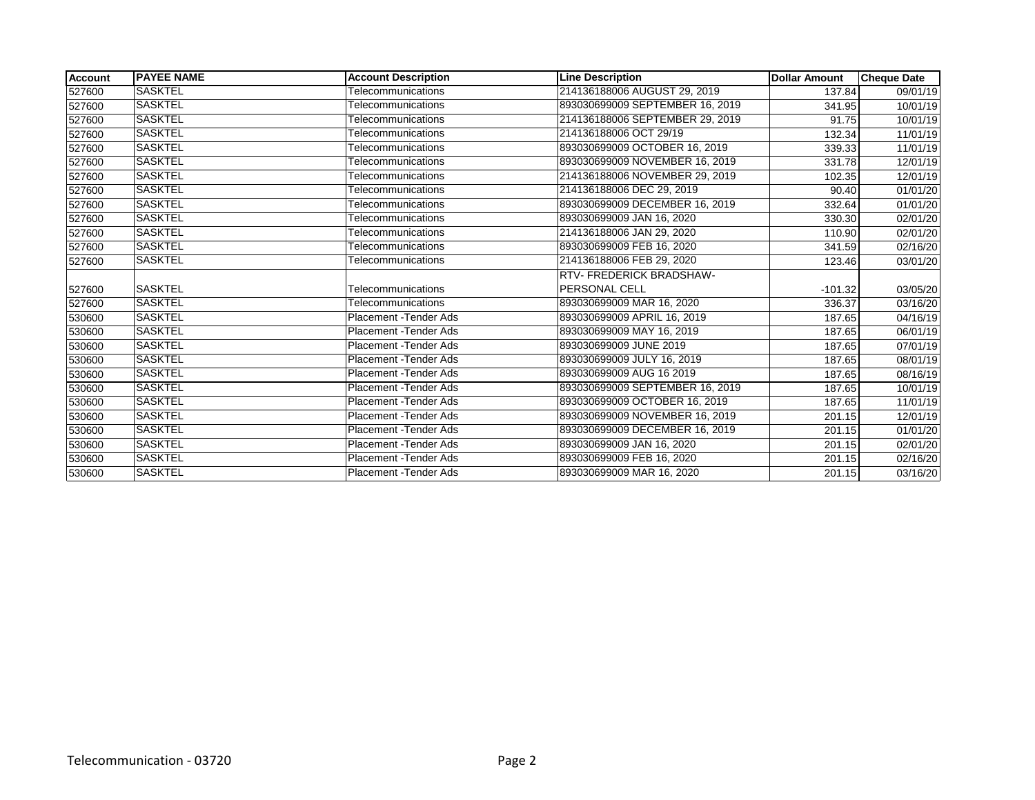| Account | PAYEE NAME | Account Description | Line Description | Dollar Amount | Cheque Date |
|---|---|---|---|---|---|
| 527600 | SASKTEL | Telecommunications | 214136188006 AUGUST 29, 2019 | 137.84 | 09/01/19 |
| 527600 | SASKTEL | Telecommunications | 893030699009 SEPTEMBER 16, 2019 | 341.95 | 10/01/19 |
| 527600 | SASKTEL | Telecommunications | 214136188006 SEPTEMBER 29, 2019 | 91.75 | 10/01/19 |
| 527600 | SASKTEL | Telecommunications | 214136188006 OCT 29/19 | 132.34 | 11/01/19 |
| 527600 | SASKTEL | Telecommunications | 893030699009 OCTOBER 16, 2019 | 339.33 | 11/01/19 |
| 527600 | SASKTEL | Telecommunications | 893030699009 NOVEMBER 16, 2019 | 331.78 | 12/01/19 |
| 527600 | SASKTEL | Telecommunications | 214136188006 NOVEMBER 29, 2019 | 102.35 | 12/01/19 |
| 527600 | SASKTEL | Telecommunications | 214136188006 DEC 29, 2019 | 90.40 | 01/01/20 |
| 527600 | SASKTEL | Telecommunications | 893030699009 DECEMBER 16, 2019 | 332.64 | 01/01/20 |
| 527600 | SASKTEL | Telecommunications | 893030699009 JAN 16, 2020 | 330.30 | 02/01/20 |
| 527600 | SASKTEL | Telecommunications | 214136188006 JAN 29, 2020 | 110.90 | 02/01/20 |
| 527600 | SASKTEL | Telecommunications | 893030699009 FEB 16, 2020 | 341.59 | 02/16/20 |
| 527600 | SASKTEL | Telecommunications | 214136188006 FEB 29, 2020 | 123.46 | 03/01/20 |
| 527600 | SASKTEL | Telecommunications | RTV- FREDERICK BRADSHAW-PERSONAL CELL | -101.32 | 03/05/20 |
| 527600 | SASKTEL | Telecommunications | 893030699009 MAR 16, 2020 | 336.37 | 03/16/20 |
| 530600 | SASKTEL | Placement -Tender Ads | 893030699009 APRIL 16, 2019 | 187.65 | 04/16/19 |
| 530600 | SASKTEL | Placement -Tender Ads | 893030699009 MAY 16, 2019 | 187.65 | 06/01/19 |
| 530600 | SASKTEL | Placement -Tender Ads | 893030699009 JUNE 2019 | 187.65 | 07/01/19 |
| 530600 | SASKTEL | Placement -Tender Ads | 893030699009 JULY 16, 2019 | 187.65 | 08/01/19 |
| 530600 | SASKTEL | Placement -Tender Ads | 893030699009 AUG 16 2019 | 187.65 | 08/16/19 |
| 530600 | SASKTEL | Placement -Tender Ads | 893030699009 SEPTEMBER 16, 2019 | 187.65 | 10/01/19 |
| 530600 | SASKTEL | Placement -Tender Ads | 893030699009 OCTOBER 16, 2019 | 187.65 | 11/01/19 |
| 530600 | SASKTEL | Placement -Tender Ads | 893030699009 NOVEMBER 16, 2019 | 201.15 | 12/01/19 |
| 530600 | SASKTEL | Placement -Tender Ads | 893030699009 DECEMBER 16, 2019 | 201.15 | 01/01/20 |
| 530600 | SASKTEL | Placement -Tender Ads | 893030699009 JAN 16, 2020 | 201.15 | 02/01/20 |
| 530600 | SASKTEL | Placement -Tender Ads | 893030699009 FEB 16, 2020 | 201.15 | 02/16/20 |
| 530600 | SASKTEL | Placement -Tender Ads | 893030699009 MAR 16, 2020 | 201.15 | 03/16/20 |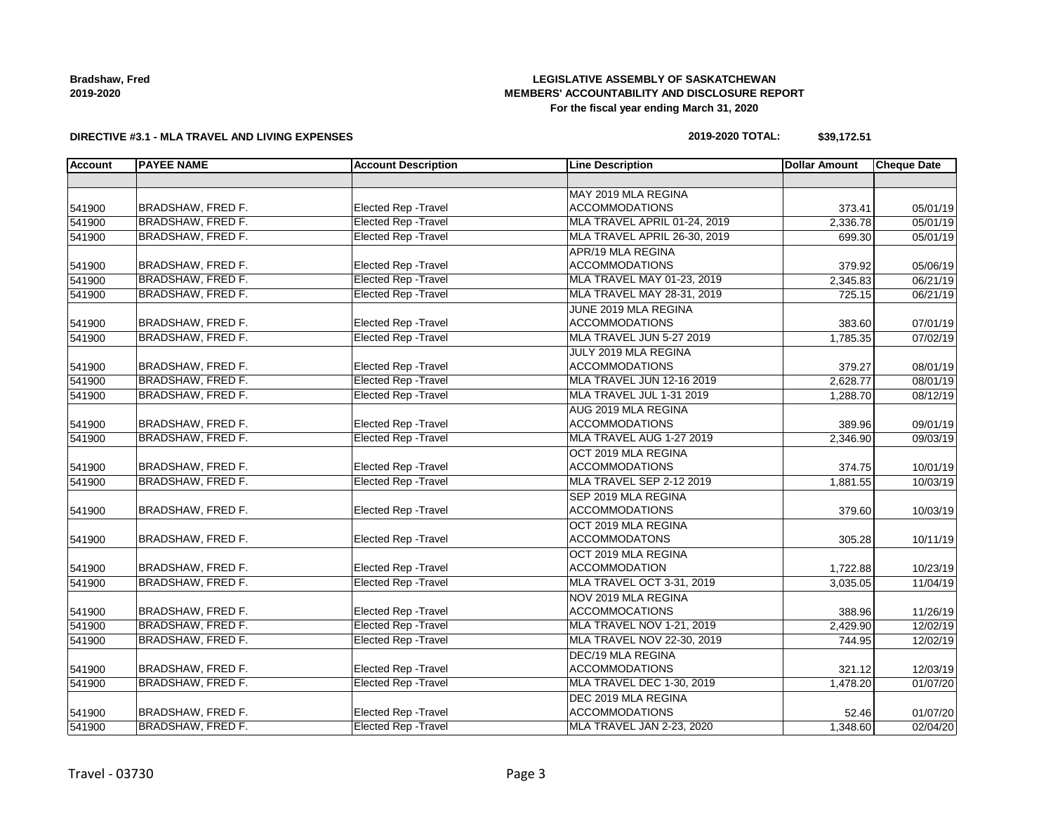**LEGISLATIVE ASSEMBLY OF SASKATCHEWAN**
**MEMBERS' ACCOUNTABILITY AND DISCLOSURE REPORT**
**For the fiscal year ending March 31, 2020**

**Bradshaw, Fred**
**2019-2020**

**DIRECTIVE #3.1 - MLA TRAVEL AND LIVING EXPENSES**

**2019-2020 TOTAL: $39,172.51**

| Account | PAYEE NAME | Account Description | Line Description | Dollar Amount | Cheque Date |
|---|---|---|---|---|---|
| | | | | | |
| 541900 | BRADSHAW, FRED F. | Elected Rep -Travel | MAY 2019 MLA REGINA ACCOMMODATIONS | 373.41 | 05/01/19 |
| 541900 | BRADSHAW, FRED F. | Elected Rep -Travel | MLA TRAVEL APRIL 01-24, 2019 | 2,336.78 | 05/01/19 |
| 541900 | BRADSHAW, FRED F. | Elected Rep -Travel | MLA TRAVEL APRIL 26-30, 2019 | 699.30 | 05/01/19 |
| 541900 | BRADSHAW, FRED F. | Elected Rep -Travel | APR/19 MLA REGINA ACCOMMODATIONS | 379.92 | 05/06/19 |
| 541900 | BRADSHAW, FRED F. | Elected Rep -Travel | MLA TRAVEL MAY 01-23, 2019 | 2,345.83 | 06/21/19 |
| 541900 | BRADSHAW, FRED F. | Elected Rep -Travel | MLA TRAVEL MAY 28-31, 2019 | 725.15 | 06/21/19 |
| 541900 | BRADSHAW, FRED F. | Elected Rep -Travel | JUNE 2019 MLA REGINA ACCOMMODATIONS | 383.60 | 07/01/19 |
| 541900 | BRADSHAW, FRED F. | Elected Rep -Travel | MLA TRAVEL JUN 5-27 2019 | 1,785.35 | 07/02/19 |
| 541900 | BRADSHAW, FRED F. | Elected Rep -Travel | JULY 2019 MLA REGINA ACCOMMODATIONS | 379.27 | 08/01/19 |
| 541900 | BRADSHAW, FRED F. | Elected Rep -Travel | MLA TRAVEL JUN 12-16 2019 | 2,628.77 | 08/01/19 |
| 541900 | BRADSHAW, FRED F. | Elected Rep -Travel | MLA TRAVEL JUL 1-31 2019 | 1,288.70 | 08/12/19 |
| 541900 | BRADSHAW, FRED F. | Elected Rep -Travel | AUG 2019 MLA REGINA ACCOMMODATIONS | 389.96 | 09/01/19 |
| 541900 | BRADSHAW, FRED F. | Elected Rep -Travel | MLA TRAVEL AUG 1-27 2019 | 2,346.90 | 09/03/19 |
| 541900 | BRADSHAW, FRED F. | Elected Rep -Travel | OCT 2019 MLA REGINA ACCOMMODATIONS | 374.75 | 10/01/19 |
| 541900 | BRADSHAW, FRED F. | Elected Rep -Travel | MLA TRAVEL SEP 2-12 2019 | 1,881.55 | 10/03/19 |
| 541900 | BRADSHAW, FRED F. | Elected Rep -Travel | SEP 2019 MLA REGINA ACCOMMODATIONS | 379.60 | 10/03/19 |
| 541900 | BRADSHAW, FRED F. | Elected Rep -Travel | OCT 2019 MLA REGINA ACCOMMODATONS | 305.28 | 10/11/19 |
| 541900 | BRADSHAW, FRED F. | Elected Rep -Travel | OCT 2019 MLA REGINA ACCOMMODATION | 1,722.88 | 10/23/19 |
| 541900 | BRADSHAW, FRED F. | Elected Rep -Travel | MLA TRAVEL OCT 3-31, 2019 | 3,035.05 | 11/04/19 |
| 541900 | BRADSHAW, FRED F. | Elected Rep -Travel | NOV 2019 MLA REGINA ACCOMMOCATIONS | 388.96 | 11/26/19 |
| 541900 | BRADSHAW, FRED F. | Elected Rep -Travel | MLA TRAVEL NOV 1-21, 2019 | 2,429.90 | 12/02/19 |
| 541900 | BRADSHAW, FRED F. | Elected Rep -Travel | MLA TRAVEL NOV 22-30, 2019 | 744.95 | 12/02/19 |
| 541900 | BRADSHAW, FRED F. | Elected Rep -Travel | DEC/19 MLA REGINA ACCOMMODATIONS | 321.12 | 12/03/19 |
| 541900 | BRADSHAW, FRED F. | Elected Rep -Travel | MLA TRAVEL DEC 1-30, 2019 | 1,478.20 | 01/07/20 |
| 541900 | BRADSHAW, FRED F. | Elected Rep -Travel | DEC 2019 MLA REGINA ACCOMMODATIONS | 52.46 | 01/07/20 |
| 541900 | BRADSHAW, FRED F. | Elected Rep -Travel | MLA TRAVEL JAN 2-23, 2020 | 1,348.60 | 02/04/20 |

Travel - 03730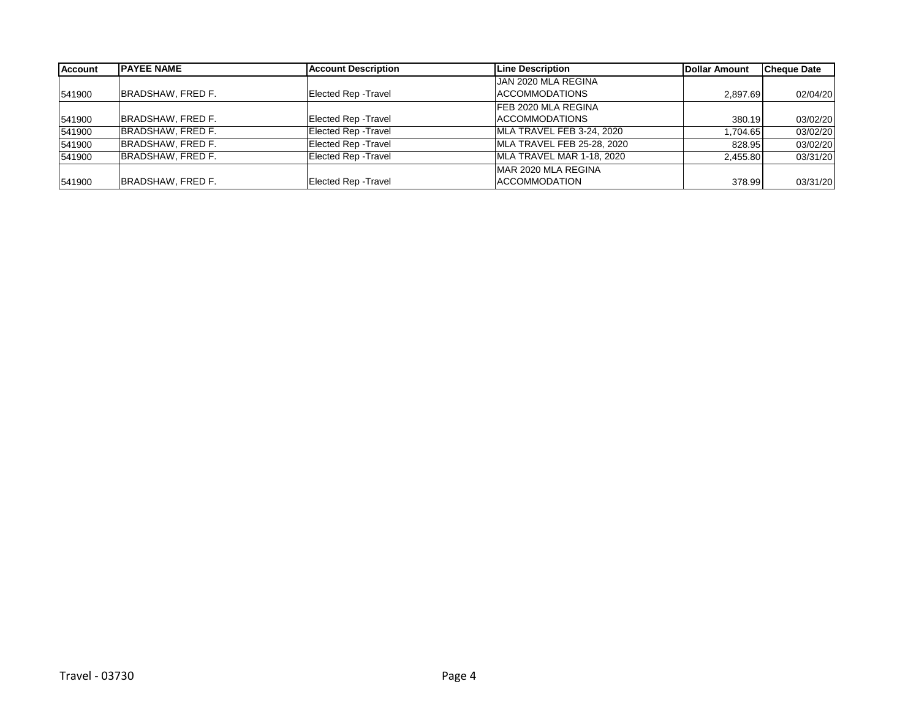| Account | PAYEE NAME | Account Description | Line Description | Dollar Amount | Cheque Date |
|---|---|---|---|---|---|
| 541900 | BRADSHAW, FRED F. | Elected Rep -Travel | JAN 2020 MLA REGINA ACCOMMODATIONS | 2,897.69 | 02/04/20 |
| 541900 | BRADSHAW, FRED F. | Elected Rep -Travel | FEB 2020 MLA REGINA ACCOMMODATIONS | 380.19 | 03/02/20 |
| 541900 | BRADSHAW, FRED F. | Elected Rep -Travel | MLA TRAVEL FEB 3-24, 2020 | 1,704.65 | 03/02/20 |
| 541900 | BRADSHAW, FRED F. | Elected Rep -Travel | MLA TRAVEL FEB 25-28, 2020 | 828.95 | 03/02/20 |
| 541900 | BRADSHAW, FRED F. | Elected Rep -Travel | MLA TRAVEL MAR 1-18, 2020 | 2,455.80 | 03/31/20 |
| 541900 | BRADSHAW, FRED F. | Elected Rep -Travel | MAR 2020 MLA REGINA ACCOMMODATION | 378.99 | 03/31/20 |

Travel - 03730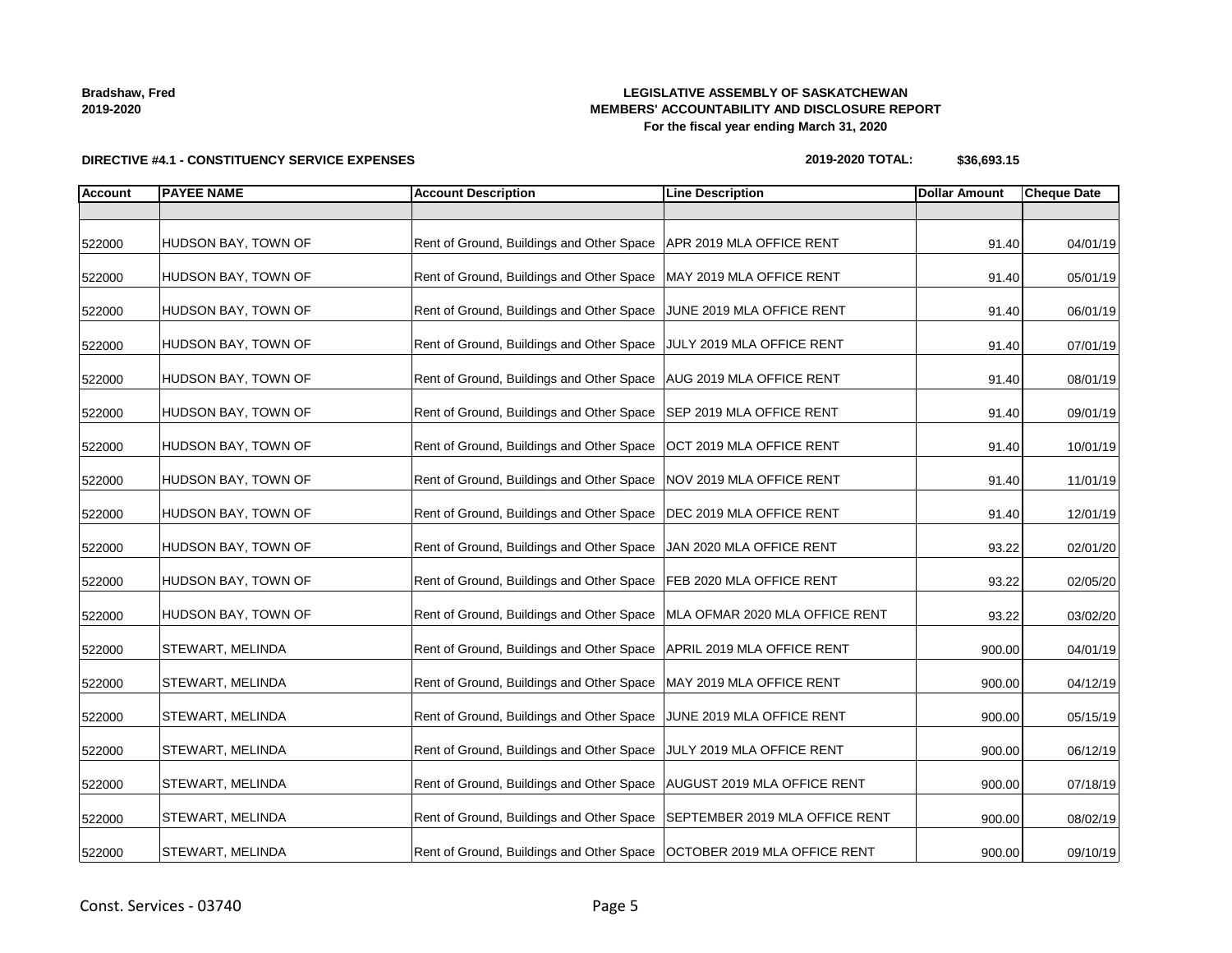**Bradshaw, Fred**
**2019-2020**

**LEGISLATIVE ASSEMBLY OF SASKATCHEWAN**
**MEMBERS' ACCOUNTABILITY AND DISCLOSURE REPORT**
**For the fiscal year ending March 31, 2020**

**DIRECTIVE #4.1 - CONSTITUENCY SERVICE EXPENSES**

**2019-2020 TOTAL: $36,693.15**

| Account | PAYEE NAME | Account Description | Line Description | Dollar Amount | Cheque Date |
|---|---|---|---|---|---|
| | | | | | |
| 522000 | HUDSON BAY, TOWN OF | Rent of Ground, Buildings and Other Space | APR 2019 MLA OFFICE RENT | 91.40 | 04/01/19 |
| 522000 | HUDSON BAY, TOWN OF | Rent of Ground, Buildings and Other Space | MAY 2019 MLA OFFICE RENT | 91.40 | 05/01/19 |
| 522000 | HUDSON BAY, TOWN OF | Rent of Ground, Buildings and Other Space | JUNE 2019 MLA OFFICE RENT | 91.40 | 06/01/19 |
| 522000 | HUDSON BAY, TOWN OF | Rent of Ground, Buildings and Other Space | JULY 2019 MLA OFFICE RENT | 91.40 | 07/01/19 |
| 522000 | HUDSON BAY, TOWN OF | Rent of Ground, Buildings and Other Space | AUG 2019 MLA OFFICE RENT | 91.40 | 08/01/19 |
| 522000 | HUDSON BAY, TOWN OF | Rent of Ground, Buildings and Other Space | SEP 2019 MLA OFFICE RENT | 91.40 | 09/01/19 |
| 522000 | HUDSON BAY, TOWN OF | Rent of Ground, Buildings and Other Space | OCT 2019 MLA OFFICE RENT | 91.40 | 10/01/19 |
| 522000 | HUDSON BAY, TOWN OF | Rent of Ground, Buildings and Other Space | NOV 2019 MLA OFFICE RENT | 91.40 | 11/01/19 |
| 522000 | HUDSON BAY, TOWN OF | Rent of Ground, Buildings and Other Space | DEC 2019 MLA OFFICE RENT | 91.40 | 12/01/19 |
| 522000 | HUDSON BAY, TOWN OF | Rent of Ground, Buildings and Other Space | JAN 2020 MLA OFFICE RENT | 93.22 | 02/01/20 |
| 522000 | HUDSON BAY, TOWN OF | Rent of Ground, Buildings and Other Space | FEB 2020 MLA OFFICE RENT | 93.22 | 02/05/20 |
| 522000 | HUDSON BAY, TOWN OF | Rent of Ground, Buildings and Other Space | MLA OFMAR 2020 MLA OFFICE RENT | 93.22 | 03/02/20 |
| 522000 | STEWART, MELINDA | Rent of Ground, Buildings and Other Space | APRIL 2019 MLA OFFICE RENT | 900.00 | 04/01/19 |
| 522000 | STEWART, MELINDA | Rent of Ground, Buildings and Other Space | MAY 2019 MLA OFFICE RENT | 900.00 | 04/12/19 |
| 522000 | STEWART, MELINDA | Rent of Ground, Buildings and Other Space | JUNE 2019 MLA OFFICE RENT | 900.00 | 05/15/19 |
| 522000 | STEWART, MELINDA | Rent of Ground, Buildings and Other Space | JULY 2019 MLA OFFICE RENT | 900.00 | 06/12/19 |
| 522000 | STEWART, MELINDA | Rent of Ground, Buildings and Other Space | AUGUST 2019 MLA OFFICE RENT | 900.00 | 07/18/19 |
| 522000 | STEWART, MELINDA | Rent of Ground, Buildings and Other Space | SEPTEMBER 2019 MLA OFFICE RENT | 900.00 | 08/02/19 |
| 522000 | STEWART, MELINDA | Rent of Ground, Buildings and Other Space | OCTOBER 2019 MLA OFFICE RENT | 900.00 | 09/10/19 |

Const. Services - 03740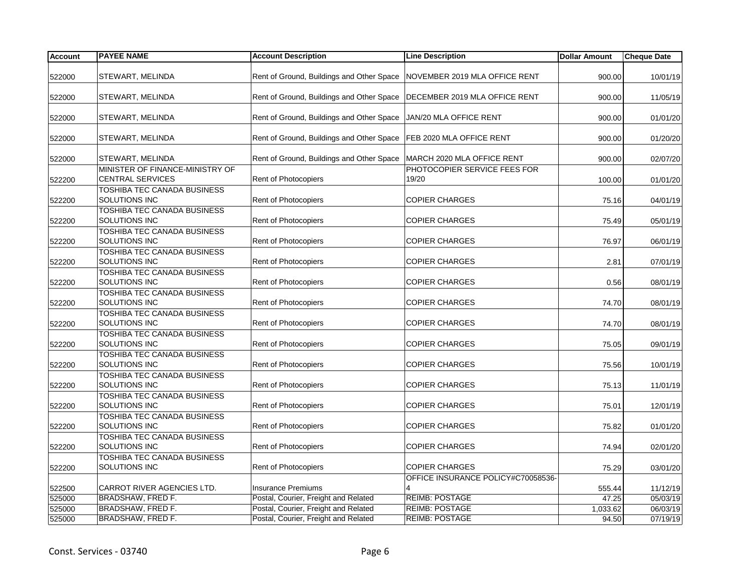| Account | PAYEE NAME | Account Description | Line Description | Dollar Amount | Cheque Date |
|---|---|---|---|---|---|
| 522000 | STEWART, MELINDA | Rent of Ground, Buildings and Other Space | NOVEMBER 2019 MLA OFFICE RENT | 900.00 | 10/01/19 |
| 522000 | STEWART, MELINDA | Rent of Ground, Buildings and Other Space | DECEMBER 2019 MLA OFFICE RENT | 900.00 | 11/05/19 |
| 522000 | STEWART, MELINDA | Rent of Ground, Buildings and Other Space | JAN/20 MLA OFFICE RENT | 900.00 | 01/01/20 |
| 522000 | STEWART, MELINDA | Rent of Ground, Buildings and Other Space | FEB 2020 MLA OFFICE RENT | 900.00 | 01/20/20 |
| 522000 | STEWART, MELINDA | Rent of Ground, Buildings and Other Space | MARCH 2020 MLA OFFICE RENT | 900.00 | 02/07/20 |
| 522200 | MINISTER OF FINANCE-MINISTRY OF CENTRAL SERVICES | Rent of Photocopiers | PHOTOCOPIER SERVICE FEES FOR 19/20 | 100.00 | 01/01/20 |
| 522200 | TOSHIBA TEC CANADA BUSINESS SOLUTIONS INC | Rent of Photocopiers | COPIER CHARGES | 75.16 | 04/01/19 |
| 522200 | TOSHIBA TEC CANADA BUSINESS SOLUTIONS INC | Rent of Photocopiers | COPIER CHARGES | 75.49 | 05/01/19 |
| 522200 | TOSHIBA TEC CANADA BUSINESS SOLUTIONS INC | Rent of Photocopiers | COPIER CHARGES | 76.97 | 06/01/19 |
| 522200 | TOSHIBA TEC CANADA BUSINESS SOLUTIONS INC | Rent of Photocopiers | COPIER CHARGES | 2.81 | 07/01/19 |
| 522200 | TOSHIBA TEC CANADA BUSINESS SOLUTIONS INC | Rent of Photocopiers | COPIER CHARGES | 0.56 | 08/01/19 |
| 522200 | TOSHIBA TEC CANADA BUSINESS SOLUTIONS INC | Rent of Photocopiers | COPIER CHARGES | 74.70 | 08/01/19 |
| 522200 | TOSHIBA TEC CANADA BUSINESS SOLUTIONS INC | Rent of Photocopiers | COPIER CHARGES | 74.70 | 08/01/19 |
| 522200 | TOSHIBA TEC CANADA BUSINESS SOLUTIONS INC | Rent of Photocopiers | COPIER CHARGES | 75.05 | 09/01/19 |
| 522200 | TOSHIBA TEC CANADA BUSINESS SOLUTIONS INC | Rent of Photocopiers | COPIER CHARGES | 75.56 | 10/01/19 |
| 522200 | TOSHIBA TEC CANADA BUSINESS SOLUTIONS INC | Rent of Photocopiers | COPIER CHARGES | 75.13 | 11/01/19 |
| 522200 | TOSHIBA TEC CANADA BUSINESS SOLUTIONS INC | Rent of Photocopiers | COPIER CHARGES | 75.01 | 12/01/19 |
| 522200 | TOSHIBA TEC CANADA BUSINESS SOLUTIONS INC | Rent of Photocopiers | COPIER CHARGES | 75.82 | 01/01/20 |
| 522200 | TOSHIBA TEC CANADA BUSINESS SOLUTIONS INC | Rent of Photocopiers | COPIER CHARGES | 74.94 | 02/01/20 |
| 522200 | TOSHIBA TEC CANADA BUSINESS SOLUTIONS INC | Rent of Photocopiers | COPIER CHARGES | 75.29 | 03/01/20 |
| 522500 | CARROT RIVER AGENCIES LTD. | Insurance Premiums | OFFICE INSURANCE POLICY#C70058536-4 | 555.44 | 11/12/19 |
| 525000 | BRADSHAW, FRED F. | Postal, Courier, Freight and Related | REIMB: POSTAGE | 47.25 | 05/03/19 |
| 525000 | BRADSHAW, FRED F. | Postal, Courier, Freight and Related | REIMB: POSTAGE | 1,033.62 | 06/03/19 |
| 525000 | BRADSHAW, FRED F. | Postal, Courier, Freight and Related | REIMB: POSTAGE | 94.50 | 07/19/19 |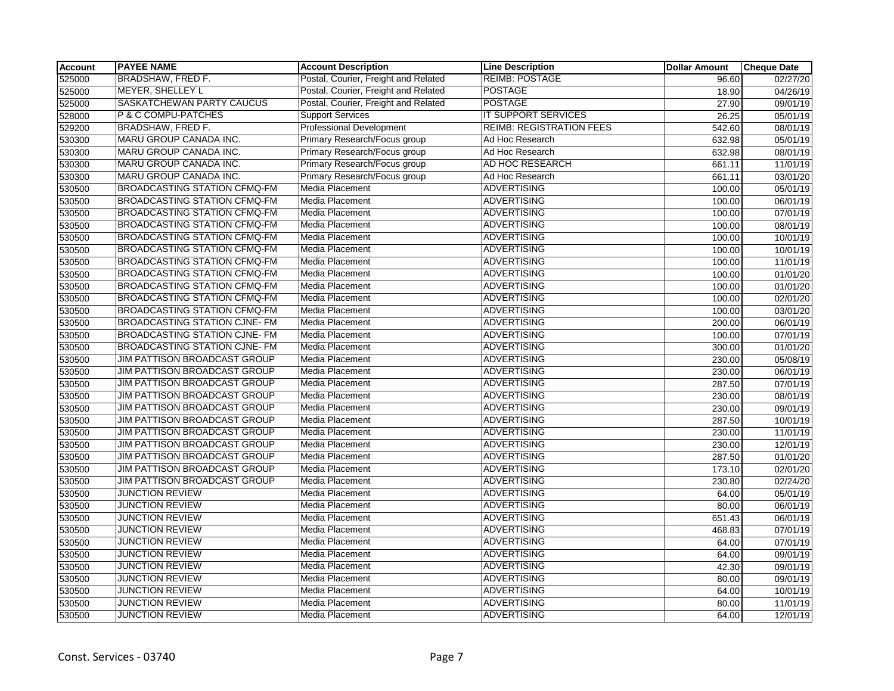| Account | PAYEE NAME | Account Description | Line Description | Dollar Amount | Cheque Date |
|---|---|---|---|---|---|
| 525000 | BRADSHAW, FRED F. | Postal, Courier, Freight and Related | REIMB: POSTAGE | 96.60 | 02/27/20 |
| 525000 | MEYER, SHELLEY L | Postal, Courier, Freight and Related | POSTAGE | 18.90 | 04/26/19 |
| 525000 | SASKATCHEWAN PARTY CAUCUS | Postal, Courier, Freight and Related | POSTAGE | 27.90 | 09/01/19 |
| 528000 | P & C COMPU-PATCHES | Support Services | IT SUPPORT SERVICES | 26.25 | 05/01/19 |
| 529200 | BRADSHAW, FRED F. | Professional Development | REIMB: REGISTRATION FEES | 542.60 | 08/01/19 |
| 530300 | MARU GROUP CANADA INC. | Primary Research/Focus group | Ad Hoc Research | 632.98 | 05/01/19 |
| 530300 | MARU GROUP CANADA INC. | Primary Research/Focus group | Ad Hoc Research | 632.98 | 08/01/19 |
| 530300 | MARU GROUP CANADA INC. | Primary Research/Focus group | AD HOC RESEARCH | 661.11 | 11/01/19 |
| 530300 | MARU GROUP CANADA INC. | Primary Research/Focus group | Ad Hoc Research | 661.11 | 03/01/20 |
| 530500 | BROADCASTING STATION CFMQ-FM | Media Placement | ADVERTISING | 100.00 | 05/01/19 |
| 530500 | BROADCASTING STATION CFMQ-FM | Media Placement | ADVERTISING | 100.00 | 06/01/19 |
| 530500 | BROADCASTING STATION CFMQ-FM | Media Placement | ADVERTISING | 100.00 | 07/01/19 |
| 530500 | BROADCASTING STATION CFMQ-FM | Media Placement | ADVERTISING | 100.00 | 08/01/19 |
| 530500 | BROADCASTING STATION CFMQ-FM | Media Placement | ADVERTISING | 100.00 | 10/01/19 |
| 530500 | BROADCASTING STATION CFMQ-FM | Media Placement | ADVERTISING | 100.00 | 10/01/19 |
| 530500 | BROADCASTING STATION CFMQ-FM | Media Placement | ADVERTISING | 100.00 | 11/01/19 |
| 530500 | BROADCASTING STATION CFMQ-FM | Media Placement | ADVERTISING | 100.00 | 01/01/20 |
| 530500 | BROADCASTING STATION CFMQ-FM | Media Placement | ADVERTISING | 100.00 | 01/01/20 |
| 530500 | BROADCASTING STATION CFMQ-FM | Media Placement | ADVERTISING | 100.00 | 02/01/20 |
| 530500 | BROADCASTING STATION CFMQ-FM | Media Placement | ADVERTISING | 100.00 | 03/01/20 |
| 530500 | BROADCASTING STATION CJNE- FM | Media Placement | ADVERTISING | 200.00 | 06/01/19 |
| 530500 | BROADCASTING STATION CJNE- FM | Media Placement | ADVERTISING | 100.00 | 07/01/19 |
| 530500 | BROADCASTING STATION CJNE- FM | Media Placement | ADVERTISING | 300.00 | 01/01/20 |
| 530500 | JIM PATTISON BROADCAST GROUP | Media Placement | ADVERTISING | 230.00 | 05/08/19 |
| 530500 | JIM PATTISON BROADCAST GROUP | Media Placement | ADVERTISING | 230.00 | 06/01/19 |
| 530500 | JIM PATTISON BROADCAST GROUP | Media Placement | ADVERTISING | 287.50 | 07/01/19 |
| 530500 | JIM PATTISON BROADCAST GROUP | Media Placement | ADVERTISING | 230.00 | 08/01/19 |
| 530500 | JIM PATTISON BROADCAST GROUP | Media Placement | ADVERTISING | 230.00 | 09/01/19 |
| 530500 | JIM PATTISON BROADCAST GROUP | Media Placement | ADVERTISING | 287.50 | 10/01/19 |
| 530500 | JIM PATTISON BROADCAST GROUP | Media Placement | ADVERTISING | 230.00 | 11/01/19 |
| 530500 | JIM PATTISON BROADCAST GROUP | Media Placement | ADVERTISING | 230.00 | 12/01/19 |
| 530500 | JIM PATTISON BROADCAST GROUP | Media Placement | ADVERTISING | 287.50 | 01/01/20 |
| 530500 | JIM PATTISON BROADCAST GROUP | Media Placement | ADVERTISING | 173.10 | 02/01/20 |
| 530500 | JIM PATTISON BROADCAST GROUP | Media Placement | ADVERTISING | 230.80 | 02/24/20 |
| 530500 | JUNCTION REVIEW | Media Placement | ADVERTISING | 64.00 | 05/01/19 |
| 530500 | JUNCTION REVIEW | Media Placement | ADVERTISING | 80.00 | 06/01/19 |
| 530500 | JUNCTION REVIEW | Media Placement | ADVERTISING | 651.43 | 06/01/19 |
| 530500 | JUNCTION REVIEW | Media Placement | ADVERTISING | 468.83 | 07/01/19 |
| 530500 | JUNCTION REVIEW | Media Placement | ADVERTISING | 64.00 | 07/01/19 |
| 530500 | JUNCTION REVIEW | Media Placement | ADVERTISING | 64.00 | 09/01/19 |
| 530500 | JUNCTION REVIEW | Media Placement | ADVERTISING | 42.30 | 09/01/19 |
| 530500 | JUNCTION REVIEW | Media Placement | ADVERTISING | 80.00 | 09/01/19 |
| 530500 | JUNCTION REVIEW | Media Placement | ADVERTISING | 64.00 | 10/01/19 |
| 530500 | JUNCTION REVIEW | Media Placement | ADVERTISING | 80.00 | 11/01/19 |
| 530500 | JUNCTION REVIEW | Media Placement | ADVERTISING | 64.00 | 12/01/19 |

Const. Services - 03740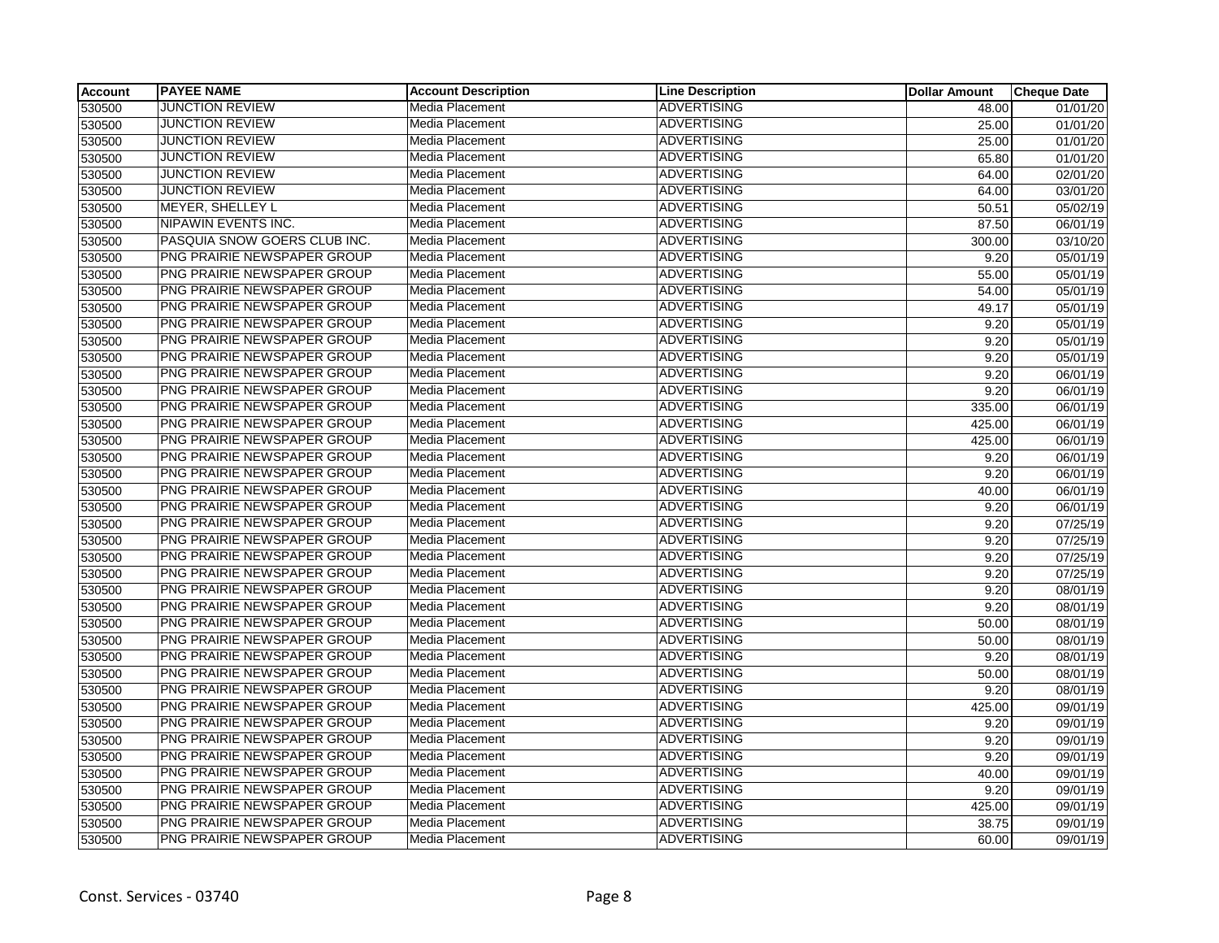| Account | PAYEE NAME | Account Description | Line Description | Dollar Amount | Cheque Date |
|---|---|---|---|---|---|
| 530500 | JUNCTION REVIEW | Media Placement | ADVERTISING | 48.00 | 01/01/20 |
| 530500 | JUNCTION REVIEW | Media Placement | ADVERTISING | 25.00 | 01/01/20 |
| 530500 | JUNCTION REVIEW | Media Placement | ADVERTISING | 25.00 | 01/01/20 |
| 530500 | JUNCTION REVIEW | Media Placement | ADVERTISING | 65.80 | 01/01/20 |
| 530500 | JUNCTION REVIEW | Media Placement | ADVERTISING | 64.00 | 02/01/20 |
| 530500 | JUNCTION REVIEW | Media Placement | ADVERTISING | 64.00 | 03/01/20 |
| 530500 | MEYER, SHELLEY L | Media Placement | ADVERTISING | 50.51 | 05/02/19 |
| 530500 | NIPAWIN EVENTS INC. | Media Placement | ADVERTISING | 87.50 | 06/01/19 |
| 530500 | PASQUIA SNOW GOERS CLUB INC. | Media Placement | ADVERTISING | 300.00 | 03/10/20 |
| 530500 | PNG PRAIRIE NEWSPAPER GROUP | Media Placement | ADVERTISING | 9.20 | 05/01/19 |
| 530500 | PNG PRAIRIE NEWSPAPER GROUP | Media Placement | ADVERTISING | 55.00 | 05/01/19 |
| 530500 | PNG PRAIRIE NEWSPAPER GROUP | Media Placement | ADVERTISING | 54.00 | 05/01/19 |
| 530500 | PNG PRAIRIE NEWSPAPER GROUP | Media Placement | ADVERTISING | 49.17 | 05/01/19 |
| 530500 | PNG PRAIRIE NEWSPAPER GROUP | Media Placement | ADVERTISING | 9.20 | 05/01/19 |
| 530500 | PNG PRAIRIE NEWSPAPER GROUP | Media Placement | ADVERTISING | 9.20 | 05/01/19 |
| 530500 | PNG PRAIRIE NEWSPAPER GROUP | Media Placement | ADVERTISING | 9.20 | 05/01/19 |
| 530500 | PNG PRAIRIE NEWSPAPER GROUP | Media Placement | ADVERTISING | 9.20 | 06/01/19 |
| 530500 | PNG PRAIRIE NEWSPAPER GROUP | Media Placement | ADVERTISING | 9.20 | 06/01/19 |
| 530500 | PNG PRAIRIE NEWSPAPER GROUP | Media Placement | ADVERTISING | 335.00 | 06/01/19 |
| 530500 | PNG PRAIRIE NEWSPAPER GROUP | Media Placement | ADVERTISING | 425.00 | 06/01/19 |
| 530500 | PNG PRAIRIE NEWSPAPER GROUP | Media Placement | ADVERTISING | 425.00 | 06/01/19 |
| 530500 | PNG PRAIRIE NEWSPAPER GROUP | Media Placement | ADVERTISING | 9.20 | 06/01/19 |
| 530500 | PNG PRAIRIE NEWSPAPER GROUP | Media Placement | ADVERTISING | 9.20 | 06/01/19 |
| 530500 | PNG PRAIRIE NEWSPAPER GROUP | Media Placement | ADVERTISING | 40.00 | 06/01/19 |
| 530500 | PNG PRAIRIE NEWSPAPER GROUP | Media Placement | ADVERTISING | 9.20 | 06/01/19 |
| 530500 | PNG PRAIRIE NEWSPAPER GROUP | Media Placement | ADVERTISING | 9.20 | 07/25/19 |
| 530500 | PNG PRAIRIE NEWSPAPER GROUP | Media Placement | ADVERTISING | 9.20 | 07/25/19 |
| 530500 | PNG PRAIRIE NEWSPAPER GROUP | Media Placement | ADVERTISING | 9.20 | 07/25/19 |
| 530500 | PNG PRAIRIE NEWSPAPER GROUP | Media Placement | ADVERTISING | 9.20 | 07/25/19 |
| 530500 | PNG PRAIRIE NEWSPAPER GROUP | Media Placement | ADVERTISING | 9.20 | 08/01/19 |
| 530500 | PNG PRAIRIE NEWSPAPER GROUP | Media Placement | ADVERTISING | 9.20 | 08/01/19 |
| 530500 | PNG PRAIRIE NEWSPAPER GROUP | Media Placement | ADVERTISING | 50.00 | 08/01/19 |
| 530500 | PNG PRAIRIE NEWSPAPER GROUP | Media Placement | ADVERTISING | 50.00 | 08/01/19 |
| 530500 | PNG PRAIRIE NEWSPAPER GROUP | Media Placement | ADVERTISING | 9.20 | 08/01/19 |
| 530500 | PNG PRAIRIE NEWSPAPER GROUP | Media Placement | ADVERTISING | 50.00 | 08/01/19 |
| 530500 | PNG PRAIRIE NEWSPAPER GROUP | Media Placement | ADVERTISING | 9.20 | 08/01/19 |
| 530500 | PNG PRAIRIE NEWSPAPER GROUP | Media Placement | ADVERTISING | 425.00 | 09/01/19 |
| 530500 | PNG PRAIRIE NEWSPAPER GROUP | Media Placement | ADVERTISING | 9.20 | 09/01/19 |
| 530500 | PNG PRAIRIE NEWSPAPER GROUP | Media Placement | ADVERTISING | 9.20 | 09/01/19 |
| 530500 | PNG PRAIRIE NEWSPAPER GROUP | Media Placement | ADVERTISING | 9.20 | 09/01/19 |
| 530500 | PNG PRAIRIE NEWSPAPER GROUP | Media Placement | ADVERTISING | 40.00 | 09/01/19 |
| 530500 | PNG PRAIRIE NEWSPAPER GROUP | Media Placement | ADVERTISING | 9.20 | 09/01/19 |
| 530500 | PNG PRAIRIE NEWSPAPER GROUP | Media Placement | ADVERTISING | 425.00 | 09/01/19 |
| 530500 | PNG PRAIRIE NEWSPAPER GROUP | Media Placement | ADVERTISING | 38.75 | 09/01/19 |
| 530500 | PNG PRAIRIE NEWSPAPER GROUP | Media Placement | ADVERTISING | 60.00 | 09/01/19 |

Const. Services - 03740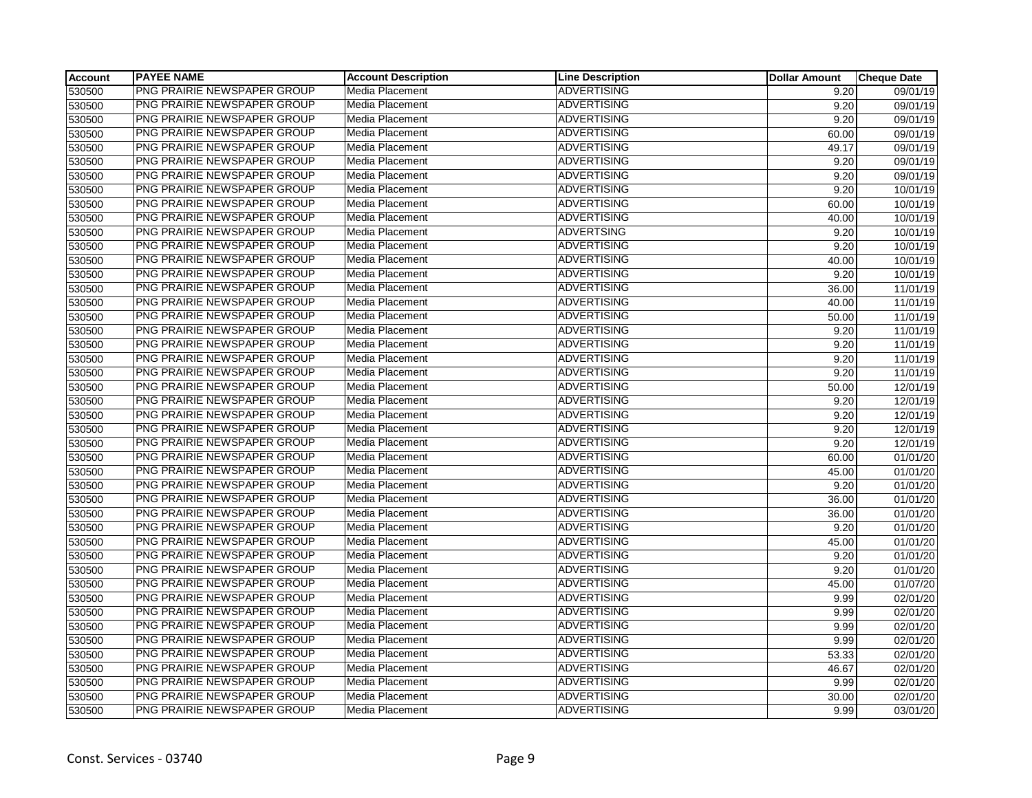| Account | PAYEE NAME | Account Description | Line Description | Dollar Amount | Cheque Date |
|---|---|---|---|---|---|
| 530500 | PNG PRAIRIE NEWSPAPER GROUP | Media Placement | ADVERTISING | 9.20 | 09/01/19 |
| 530500 | PNG PRAIRIE NEWSPAPER GROUP | Media Placement | ADVERTISING | 9.20 | 09/01/19 |
| 530500 | PNG PRAIRIE NEWSPAPER GROUP | Media Placement | ADVERTISING | 9.20 | 09/01/19 |
| 530500 | PNG PRAIRIE NEWSPAPER GROUP | Media Placement | ADVERTISING | 60.00 | 09/01/19 |
| 530500 | PNG PRAIRIE NEWSPAPER GROUP | Media Placement | ADVERTISING | 49.17 | 09/01/19 |
| 530500 | PNG PRAIRIE NEWSPAPER GROUP | Media Placement | ADVERTISING | 9.20 | 09/01/19 |
| 530500 | PNG PRAIRIE NEWSPAPER GROUP | Media Placement | ADVERTISING | 9.20 | 09/01/19 |
| 530500 | PNG PRAIRIE NEWSPAPER GROUP | Media Placement | ADVERTISING | 9.20 | 10/01/19 |
| 530500 | PNG PRAIRIE NEWSPAPER GROUP | Media Placement | ADVERTISING | 60.00 | 10/01/19 |
| 530500 | PNG PRAIRIE NEWSPAPER GROUP | Media Placement | ADVERTISING | 40.00 | 10/01/19 |
| 530500 | PNG PRAIRIE NEWSPAPER GROUP | Media Placement | ADVERTSING | 9.20 | 10/01/19 |
| 530500 | PNG PRAIRIE NEWSPAPER GROUP | Media Placement | ADVERTISING | 9.20 | 10/01/19 |
| 530500 | PNG PRAIRIE NEWSPAPER GROUP | Media Placement | ADVERTISING | 40.00 | 10/01/19 |
| 530500 | PNG PRAIRIE NEWSPAPER GROUP | Media Placement | ADVERTISING | 9.20 | 10/01/19 |
| 530500 | PNG PRAIRIE NEWSPAPER GROUP | Media Placement | ADVERTISING | 36.00 | 11/01/19 |
| 530500 | PNG PRAIRIE NEWSPAPER GROUP | Media Placement | ADVERTISING | 40.00 | 11/01/19 |
| 530500 | PNG PRAIRIE NEWSPAPER GROUP | Media Placement | ADVERTISING | 50.00 | 11/01/19 |
| 530500 | PNG PRAIRIE NEWSPAPER GROUP | Media Placement | ADVERTISING | 9.20 | 11/01/19 |
| 530500 | PNG PRAIRIE NEWSPAPER GROUP | Media Placement | ADVERTISING | 9.20 | 11/01/19 |
| 530500 | PNG PRAIRIE NEWSPAPER GROUP | Media Placement | ADVERTISING | 9.20 | 11/01/19 |
| 530500 | PNG PRAIRIE NEWSPAPER GROUP | Media Placement | ADVERTISING | 9.20 | 11/01/19 |
| 530500 | PNG PRAIRIE NEWSPAPER GROUP | Media Placement | ADVERTISING | 50.00 | 12/01/19 |
| 530500 | PNG PRAIRIE NEWSPAPER GROUP | Media Placement | ADVERTISING | 9.20 | 12/01/19 |
| 530500 | PNG PRAIRIE NEWSPAPER GROUP | Media Placement | ADVERTISING | 9.20 | 12/01/19 |
| 530500 | PNG PRAIRIE NEWSPAPER GROUP | Media Placement | ADVERTISING | 9.20 | 12/01/19 |
| 530500 | PNG PRAIRIE NEWSPAPER GROUP | Media Placement | ADVERTISING | 9.20 | 12/01/19 |
| 530500 | PNG PRAIRIE NEWSPAPER GROUP | Media Placement | ADVERTISING | 60.00 | 01/01/20 |
| 530500 | PNG PRAIRIE NEWSPAPER GROUP | Media Placement | ADVERTISING | 45.00 | 01/01/20 |
| 530500 | PNG PRAIRIE NEWSPAPER GROUP | Media Placement | ADVERTISING | 9.20 | 01/01/20 |
| 530500 | PNG PRAIRIE NEWSPAPER GROUP | Media Placement | ADVERTISING | 36.00 | 01/01/20 |
| 530500 | PNG PRAIRIE NEWSPAPER GROUP | Media Placement | ADVERTISING | 36.00 | 01/01/20 |
| 530500 | PNG PRAIRIE NEWSPAPER GROUP | Media Placement | ADVERTISING | 9.20 | 01/01/20 |
| 530500 | PNG PRAIRIE NEWSPAPER GROUP | Media Placement | ADVERTISING | 45.00 | 01/01/20 |
| 530500 | PNG PRAIRIE NEWSPAPER GROUP | Media Placement | ADVERTISING | 9.20 | 01/01/20 |
| 530500 | PNG PRAIRIE NEWSPAPER GROUP | Media Placement | ADVERTISING | 9.20 | 01/01/20 |
| 530500 | PNG PRAIRIE NEWSPAPER GROUP | Media Placement | ADVERTISING | 45.00 | 01/07/20 |
| 530500 | PNG PRAIRIE NEWSPAPER GROUP | Media Placement | ADVERTISING | 9.99 | 02/01/20 |
| 530500 | PNG PRAIRIE NEWSPAPER GROUP | Media Placement | ADVERTISING | 9.99 | 02/01/20 |
| 530500 | PNG PRAIRIE NEWSPAPER GROUP | Media Placement | ADVERTISING | 9.99 | 02/01/20 |
| 530500 | PNG PRAIRIE NEWSPAPER GROUP | Media Placement | ADVERTISING | 9.99 | 02/01/20 |
| 530500 | PNG PRAIRIE NEWSPAPER GROUP | Media Placement | ADVERTISING | 53.33 | 02/01/20 |
| 530500 | PNG PRAIRIE NEWSPAPER GROUP | Media Placement | ADVERTISING | 46.67 | 02/01/20 |
| 530500 | PNG PRAIRIE NEWSPAPER GROUP | Media Placement | ADVERTISING | 9.99 | 02/01/20 |
| 530500 | PNG PRAIRIE NEWSPAPER GROUP | Media Placement | ADVERTISING | 30.00 | 02/01/20 |
| 530500 | PNG PRAIRIE NEWSPAPER GROUP | Media Placement | ADVERTISING | 9.99 | 03/01/20 |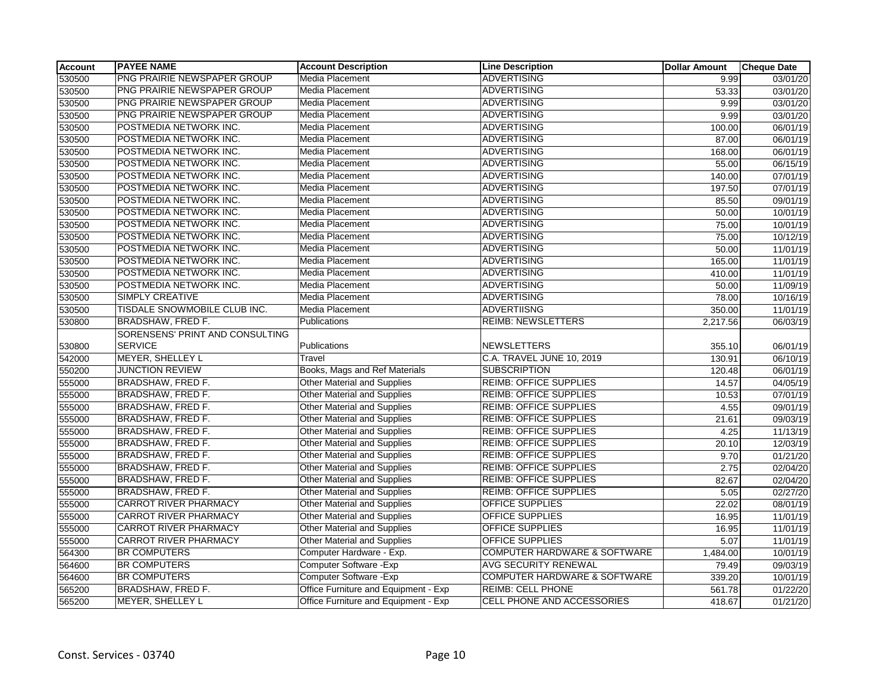| Account | PAYEE NAME | Account Description | Line Description | Dollar Amount | Cheque Date |
|---|---|---|---|---|---|
| 530500 | PNG PRAIRIE NEWSPAPER GROUP | Media Placement | ADVERTISING | 9.99 | 03/01/20 |
| 530500 | PNG PRAIRIE NEWSPAPER GROUP | Media Placement | ADVERTISING | 53.33 | 03/01/20 |
| 530500 | PNG PRAIRIE NEWSPAPER GROUP | Media Placement | ADVERTISING | 9.99 | 03/01/20 |
| 530500 | PNG PRAIRIE NEWSPAPER GROUP | Media Placement | ADVERTISING | 9.99 | 03/01/20 |
| 530500 | POSTMEDIA NETWORK INC. | Media Placement | ADVERTISING | 100.00 | 06/01/19 |
| 530500 | POSTMEDIA NETWORK INC. | Media Placement | ADVERTISING | 87.00 | 06/01/19 |
| 530500 | POSTMEDIA NETWORK INC. | Media Placement | ADVERTISING | 168.00 | 06/01/19 |
| 530500 | POSTMEDIA NETWORK INC. | Media Placement | ADVERTISING | 55.00 | 06/15/19 |
| 530500 | POSTMEDIA NETWORK INC. | Media Placement | ADVERTISING | 140.00 | 07/01/19 |
| 530500 | POSTMEDIA NETWORK INC. | Media Placement | ADVERTISING | 197.50 | 07/01/19 |
| 530500 | POSTMEDIA NETWORK INC. | Media Placement | ADVERTISING | 85.50 | 09/01/19 |
| 530500 | POSTMEDIA NETWORK INC. | Media Placement | ADVERTISING | 50.00 | 10/01/19 |
| 530500 | POSTMEDIA NETWORK INC. | Media Placement | ADVERTISING | 75.00 | 10/01/19 |
| 530500 | POSTMEDIA NETWORK INC. | Media Placement | ADVERTISING | 75.00 | 10/12/19 |
| 530500 | POSTMEDIA NETWORK INC. | Media Placement | ADVERTISING | 50.00 | 11/01/19 |
| 530500 | POSTMEDIA NETWORK INC. | Media Placement | ADVERTISING | 165.00 | 11/01/19 |
| 530500 | POSTMEDIA NETWORK INC. | Media Placement | ADVERTISING | 410.00 | 11/01/19 |
| 530500 | POSTMEDIA NETWORK INC. | Media Placement | ADVERTISING | 50.00 | 11/09/19 |
| 530500 | SIMPLY CREATIVE | Media Placement | ADVERTISING | 78.00 | 10/16/19 |
| 530500 | TISDALE SNOWMOBILE CLUB INC. | Media Placement | ADVERTIISNG | 350.00 | 11/01/19 |
| 530800 | BRADSHAW, FRED F. | Publications | REIMB: NEWSLETTERS | 2,217.56 | 06/03/19 |
| 530800 | SORENSENS' PRINT AND CONSULTING SERVICE | Publications | NEWSLETTERS | 355.10 | 06/01/19 |
| 542000 | MEYER, SHELLEY L | Travel | C.A. TRAVEL JUNE 10, 2019 | 130.91 | 06/10/19 |
| 550200 | JUNCTION REVIEW | Books, Mags and Ref Materials | SUBSCRIPTION | 120.48 | 06/01/19 |
| 555000 | BRADSHAW, FRED F. | Other Material and Supplies | REIMB: OFFICE SUPPLIES | 14.57 | 04/05/19 |
| 555000 | BRADSHAW, FRED F. | Other Material and Supplies | REIMB: OFFICE SUPPLIES | 10.53 | 07/01/19 |
| 555000 | BRADSHAW, FRED F. | Other Material and Supplies | REIMB: OFFICE SUPPLIES | 4.55 | 09/01/19 |
| 555000 | BRADSHAW, FRED F. | Other Material and Supplies | REIMB: OFFICE SUPPLIES | 21.61 | 09/03/19 |
| 555000 | BRADSHAW, FRED F. | Other Material and Supplies | REIMB: OFFICE SUPPLIES | 4.25 | 11/13/19 |
| 555000 | BRADSHAW, FRED F. | Other Material and Supplies | REIMB: OFFICE SUPPLIES | 20.10 | 12/03/19 |
| 555000 | BRADSHAW, FRED F. | Other Material and Supplies | REIMB: OFFICE SUPPLIES | 9.70 | 01/21/20 |
| 555000 | BRADSHAW, FRED F. | Other Material and Supplies | REIMB: OFFICE SUPPLIES | 2.75 | 02/04/20 |
| 555000 | BRADSHAW, FRED F. | Other Material and Supplies | REIMB: OFFICE SUPPLIES | 82.67 | 02/04/20 |
| 555000 | BRADSHAW, FRED F. | Other Material and Supplies | REIMB: OFFICE SUPPLIES | 5.05 | 02/27/20 |
| 555000 | CARROT RIVER PHARMACY | Other Material and Supplies | OFFICE SUPPLIES | 22.02 | 08/01/19 |
| 555000 | CARROT RIVER PHARMACY | Other Material and Supplies | OFFICE SUPPLIES | 16.95 | 11/01/19 |
| 555000 | CARROT RIVER PHARMACY | Other Material and Supplies | OFFICE SUPPLIES | 16.95 | 11/01/19 |
| 555000 | CARROT RIVER PHARMACY | Other Material and Supplies | OFFICE SUPPLIES | 5.07 | 11/01/19 |
| 564300 | BR COMPUTERS | Computer Hardware - Exp. | COMPUTER HARDWARE & SOFTWARE | 1,484.00 | 10/01/19 |
| 564600 | BR COMPUTERS | Computer Software -Exp | AVG SECURITY RENEWAL | 79.49 | 09/03/19 |
| 564600 | BR COMPUTERS | Computer Software -Exp | COMPUTER HARDWARE & SOFTWARE | 339.20 | 10/01/19 |
| 565200 | BRADSHAW, FRED F. | Office Furniture and Equipment - Exp | REIMB: CELL PHONE | 561.78 | 01/22/20 |
| 565200 | MEYER, SHELLEY L | Office Furniture and Equipment - Exp | CELL PHONE AND ACCESSORIES | 418.67 | 01/21/20 |

Const. Services - 03740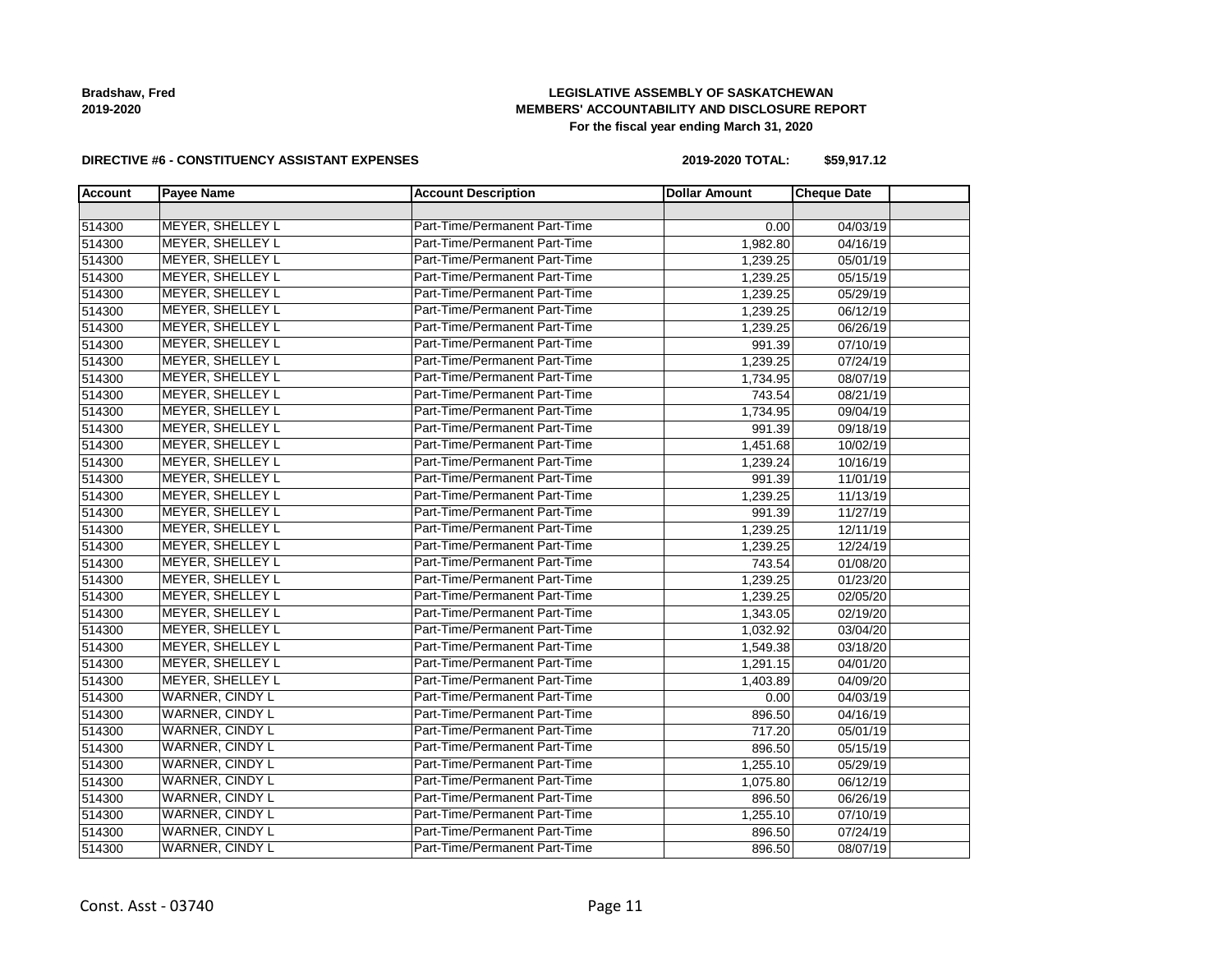**Bradshaw, Fred**
**2019-2020**

**LEGISLATIVE ASSEMBLY OF SASKATCHEWAN**
**MEMBERS' ACCOUNTABILITY AND DISCLOSURE REPORT**
**For the fiscal year ending March 31, 2020**

**DIRECTIVE #6 - CONSTITUENCY ASSISTANT EXPENSES**

**2019-2020 TOTAL: $59,917.12**

| Account | Payee Name | Account Description | Dollar Amount | Cheque Date | |
|---|---|---|---|---|---|
| | | | | | |
| 514300 | MEYER, SHELLEY L | Part-Time/Permanent Part-Time | 0.00 | 04/03/19 | |
| 514300 | MEYER, SHELLEY L | Part-Time/Permanent Part-Time | 1,982.80 | 04/16/19 | |
| 514300 | MEYER, SHELLEY L | Part-Time/Permanent Part-Time | 1,239.25 | 05/01/19 | |
| 514300 | MEYER, SHELLEY L | Part-Time/Permanent Part-Time | 1,239.25 | 05/15/19 | |
| 514300 | MEYER, SHELLEY L | Part-Time/Permanent Part-Time | 1,239.25 | 05/29/19 | |
| 514300 | MEYER, SHELLEY L | Part-Time/Permanent Part-Time | 1,239.25 | 06/12/19 | |
| 514300 | MEYER, SHELLEY L | Part-Time/Permanent Part-Time | 1,239.25 | 06/26/19 | |
| 514300 | MEYER, SHELLEY L | Part-Time/Permanent Part-Time | 991.39 | 07/10/19 | |
| 514300 | MEYER, SHELLEY L | Part-Time/Permanent Part-Time | 1,239.25 | 07/24/19 | |
| 514300 | MEYER, SHELLEY L | Part-Time/Permanent Part-Time | 1,734.95 | 08/07/19 | |
| 514300 | MEYER, SHELLEY L | Part-Time/Permanent Part-Time | 743.54 | 08/21/19 | |
| 514300 | MEYER, SHELLEY L | Part-Time/Permanent Part-Time | 1,734.95 | 09/04/19 | |
| 514300 | MEYER, SHELLEY L | Part-Time/Permanent Part-Time | 991.39 | 09/18/19 | |
| 514300 | MEYER, SHELLEY L | Part-Time/Permanent Part-Time | 1,451.68 | 10/02/19 | |
| 514300 | MEYER, SHELLEY L | Part-Time/Permanent Part-Time | 1,239.24 | 10/16/19 | |
| 514300 | MEYER, SHELLEY L | Part-Time/Permanent Part-Time | 991.39 | 11/01/19 | |
| 514300 | MEYER, SHELLEY L | Part-Time/Permanent Part-Time | 1,239.25 | 11/13/19 | |
| 514300 | MEYER, SHELLEY L | Part-Time/Permanent Part-Time | 991.39 | 11/27/19 | |
| 514300 | MEYER, SHELLEY L | Part-Time/Permanent Part-Time | 1,239.25 | 12/11/19 | |
| 514300 | MEYER, SHELLEY L | Part-Time/Permanent Part-Time | 1,239.25 | 12/24/19 | |
| 514300 | MEYER, SHELLEY L | Part-Time/Permanent Part-Time | 743.54 | 01/08/20 | |
| 514300 | MEYER, SHELLEY L | Part-Time/Permanent Part-Time | 1,239.25 | 01/23/20 | |
| 514300 | MEYER, SHELLEY L | Part-Time/Permanent Part-Time | 1,239.25 | 02/05/20 | |
| 514300 | MEYER, SHELLEY L | Part-Time/Permanent Part-Time | 1,343.05 | 02/19/20 | |
| 514300 | MEYER, SHELLEY L | Part-Time/Permanent Part-Time | 1,032.92 | 03/04/20 | |
| 514300 | MEYER, SHELLEY L | Part-Time/Permanent Part-Time | 1,549.38 | 03/18/20 | |
| 514300 | MEYER, SHELLEY L | Part-Time/Permanent Part-Time | 1,291.15 | 04/01/20 | |
| 514300 | MEYER, SHELLEY L | Part-Time/Permanent Part-Time | 1,403.89 | 04/09/20 | |
| 514300 | WARNER, CINDY L | Part-Time/Permanent Part-Time | 0.00 | 04/03/19 | |
| 514300 | WARNER, CINDY L | Part-Time/Permanent Part-Time | 896.50 | 04/16/19 | |
| 514300 | WARNER, CINDY L | Part-Time/Permanent Part-Time | 717.20 | 05/01/19 | |
| 514300 | WARNER, CINDY L | Part-Time/Permanent Part-Time | 896.50 | 05/15/19 | |
| 514300 | WARNER, CINDY L | Part-Time/Permanent Part-Time | 1,255.10 | 05/29/19 | |
| 514300 | WARNER, CINDY L | Part-Time/Permanent Part-Time | 1,075.80 | 06/12/19 | |
| 514300 | WARNER, CINDY L | Part-Time/Permanent Part-Time | 896.50 | 06/26/19 | |
| 514300 | WARNER, CINDY L | Part-Time/Permanent Part-Time | 1,255.10 | 07/10/19 | |
| 514300 | WARNER, CINDY L | Part-Time/Permanent Part-Time | 896.50 | 07/24/19 | |
| 514300 | WARNER, CINDY L | Part-Time/Permanent Part-Time | 896.50 | 08/07/19 | |

Const. Asst - 03740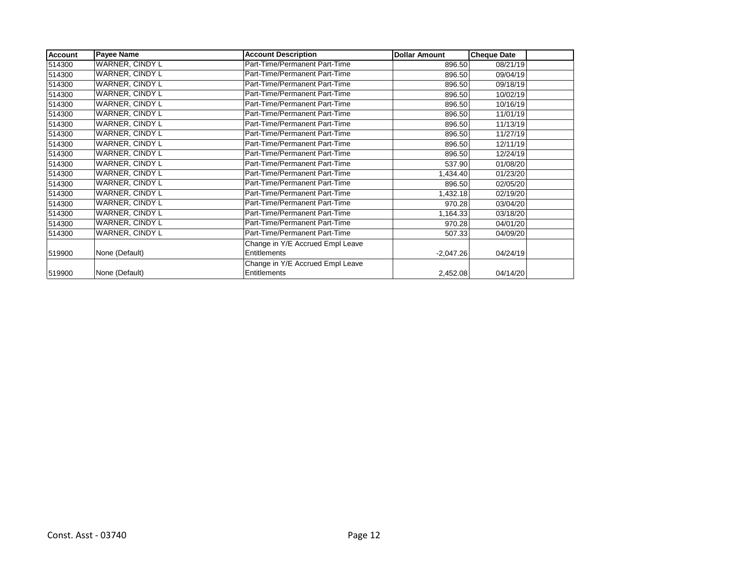| Account | Payee Name | Account Description | Dollar Amount | Cheque Date | |
|---|---|---|---|---|---|
| 514300 | WARNER, CINDY L | Part-Time/Permanent Part-Time | 896.50 | 08/21/19 | |
| 514300 | WARNER, CINDY L | Part-Time/Permanent Part-Time | 896.50 | 09/04/19 | |
| 514300 | WARNER, CINDY L | Part-Time/Permanent Part-Time | 896.50 | 09/18/19 | |
| 514300 | WARNER, CINDY L | Part-Time/Permanent Part-Time | 896.50 | 10/02/19 | |
| 514300 | WARNER, CINDY L | Part-Time/Permanent Part-Time | 896.50 | 10/16/19 | |
| 514300 | WARNER, CINDY L | Part-Time/Permanent Part-Time | 896.50 | 11/01/19 | |
| 514300 | WARNER, CINDY L | Part-Time/Permanent Part-Time | 896.50 | 11/13/19 | |
| 514300 | WARNER, CINDY L | Part-Time/Permanent Part-Time | 896.50 | 11/27/19 | |
| 514300 | WARNER, CINDY L | Part-Time/Permanent Part-Time | 896.50 | 12/11/19 | |
| 514300 | WARNER, CINDY L | Part-Time/Permanent Part-Time | 896.50 | 12/24/19 | |
| 514300 | WARNER, CINDY L | Part-Time/Permanent Part-Time | 537.90 | 01/08/20 | |
| 514300 | WARNER, CINDY L | Part-Time/Permanent Part-Time | 1,434.40 | 01/23/20 | |
| 514300 | WARNER, CINDY L | Part-Time/Permanent Part-Time | 896.50 | 02/05/20 | |
| 514300 | WARNER, CINDY L | Part-Time/Permanent Part-Time | 1,432.18 | 02/19/20 | |
| 514300 | WARNER, CINDY L | Part-Time/Permanent Part-Time | 970.28 | 03/04/20 | |
| 514300 | WARNER, CINDY L | Part-Time/Permanent Part-Time | 1,164.33 | 03/18/20 | |
| 514300 | WARNER, CINDY L | Part-Time/Permanent Part-Time | 970.28 | 04/01/20 | |
| 514300 | WARNER, CINDY L | Part-Time/Permanent Part-Time | 507.33 | 04/09/20 | |
| 519900 | None (Default) | Change in Y/E Accrued Empl Leave Entitlements | -2,047.26 | 04/24/19 | |
| 519900 | None (Default) | Change in Y/E Accrued Empl Leave Entitlements | 2,452.08 | 04/14/20 | |

Const. Asst - 03740